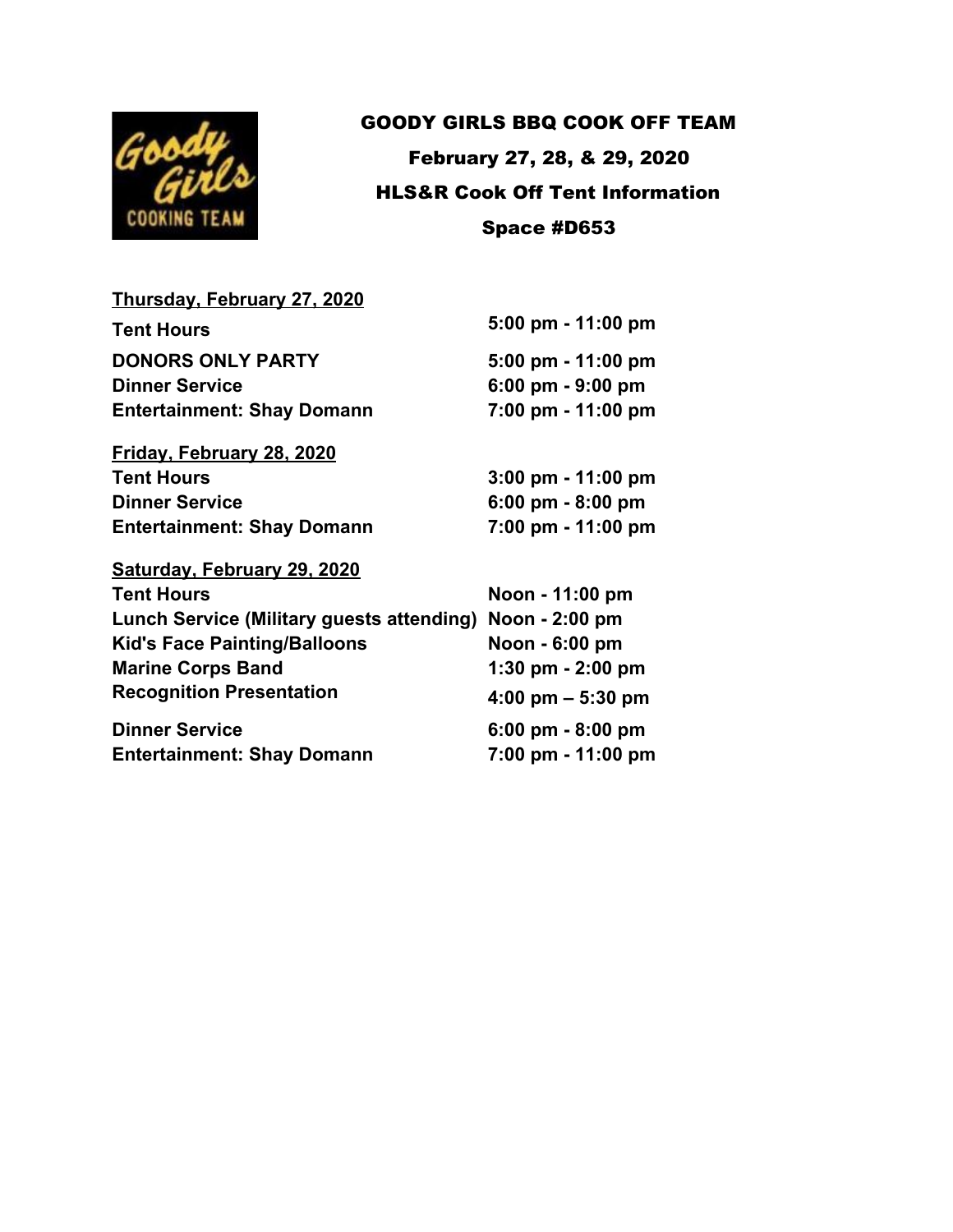# GOODY GIRLS BBQ COOK OFF TEAM

**February 27, 28, & 29, 2020**

**HLS&R Cook Off Tent Information**

**Space #D653**

**Thursday, February 27, 2020**

| | |
|---|---|
| **Tent Hours** | **5:00 pm - 11:00 pm** |
| **DONORS ONLY PARTY** | **5:00 pm - 11:00 pm** |
| **Dinner Service** | **6:00 pm - 9:00 pm** |
| **Entertainment: Shay Domann** | **7:00 pm - 11:00 pm** |

**Friday, February 28, 2020**

| | |
|---|---|
| **Tent Hours** | **3:00 pm - 11:00 pm** |
| **Dinner Service** | **6:00 pm - 8:00 pm** |
| **Entertainment: Shay Domann** | **7:00 pm - 11:00 pm** |

**Saturday, February 29, 2020**

| | |
|---|---|
| **Tent Hours** | **Noon - 11:00 pm** |
| **Lunch Service (Military guests attending)** | **Noon - 2:00 pm** |
| **Kid's Face Painting/Balloons** | **Noon - 6:00 pm** |
| **Marine Corps Band** | **1:30 pm - 2:00 pm** |
| **Recognition Presentation** | **4:00 pm – 5:30 pm** |
| **Dinner Service** | **6:00 pm - 8:00 pm** |
| **Entertainment: Shay Domann** | **7:00 pm - 11:00 pm** |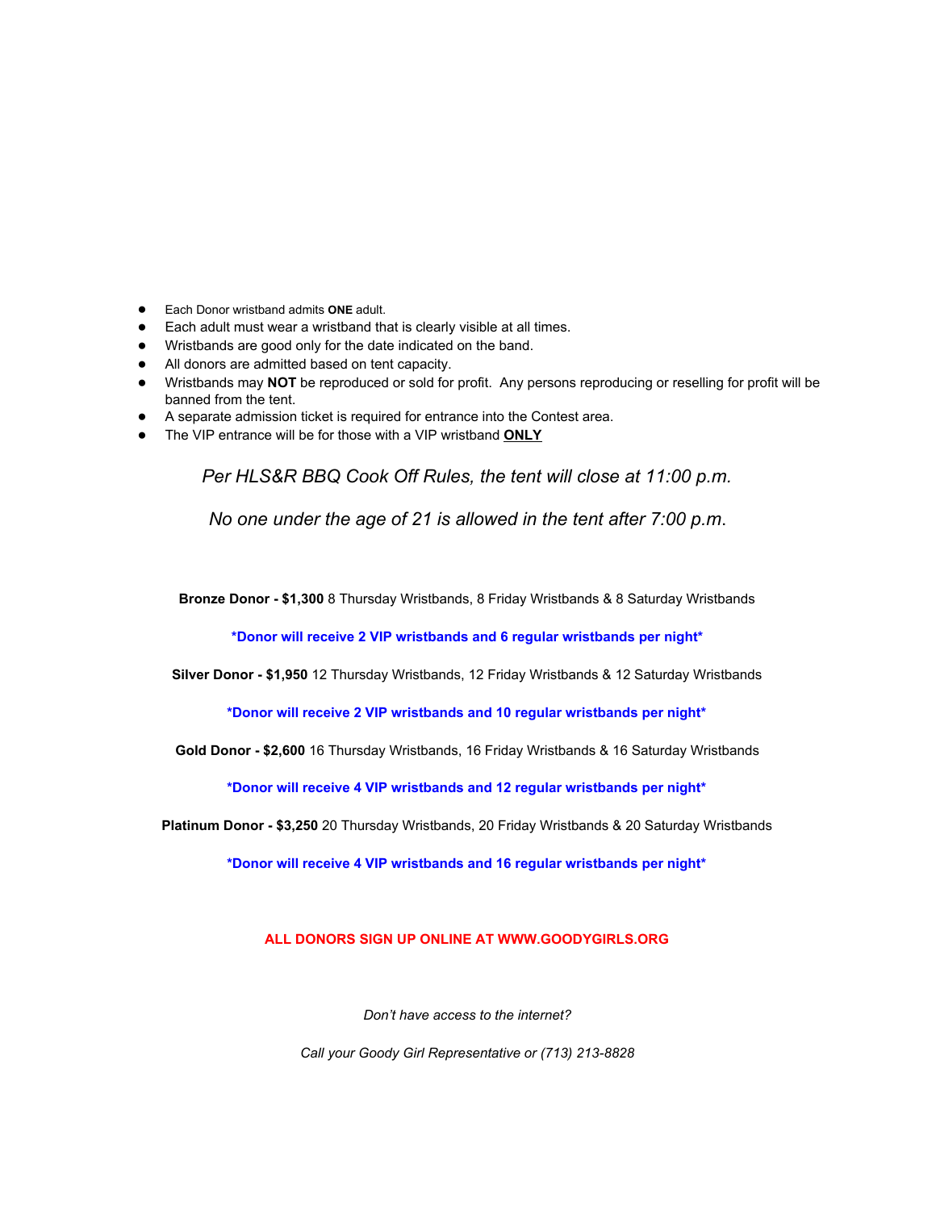- Each Donor wristband admits **ONE** adult.
- Each adult must wear a wristband that is clearly visible at all times.
- Wristbands are good only for the date indicated on the band.
- All donors are admitted based on tent capacity.
- Wristbands may **NOT** be reproduced or sold for profit. Any persons reproducing or reselling for profit will be banned from the tent.
- A separate admission ticket is required for entrance into the Contest area.
- The VIP entrance will be for those with a VIP wristband **ONLY**

*Per HLS&R BBQ Cook Off Rules, the tent will close at 11:00 p.m.*

*No one under the age of 21 is allowed in the tent after 7:00 p.m.*

**Bronze Donor - $1,300** 8 Thursday Wristbands, 8 Friday Wristbands & 8 Saturday Wristbands

***Donor will receive 2 VIP wristbands and 6 regular wristbands per night***

**Silver Donor - $1,950** 12 Thursday Wristbands, 12 Friday Wristbands & 12 Saturday Wristbands

***Donor will receive 2 VIP wristbands and 10 regular wristbands per night***

**Gold Donor - $2,600** 16 Thursday Wristbands, 16 Friday Wristbands & 16 Saturday Wristbands

***Donor will receive 4 VIP wristbands and 12 regular wristbands per night***

**Platinum Donor - $3,250** 20 Thursday Wristbands, 20 Friday Wristbands & 20 Saturday Wristbands

***Donor will receive 4 VIP wristbands and 16 regular wristbands per night***

**ALL DONORS SIGN UP ONLINE AT WWW.GOODYGIRLS.ORG**

*Don't have access to the internet?*

*Call your Goody Girl Representative or (713) 213-8828*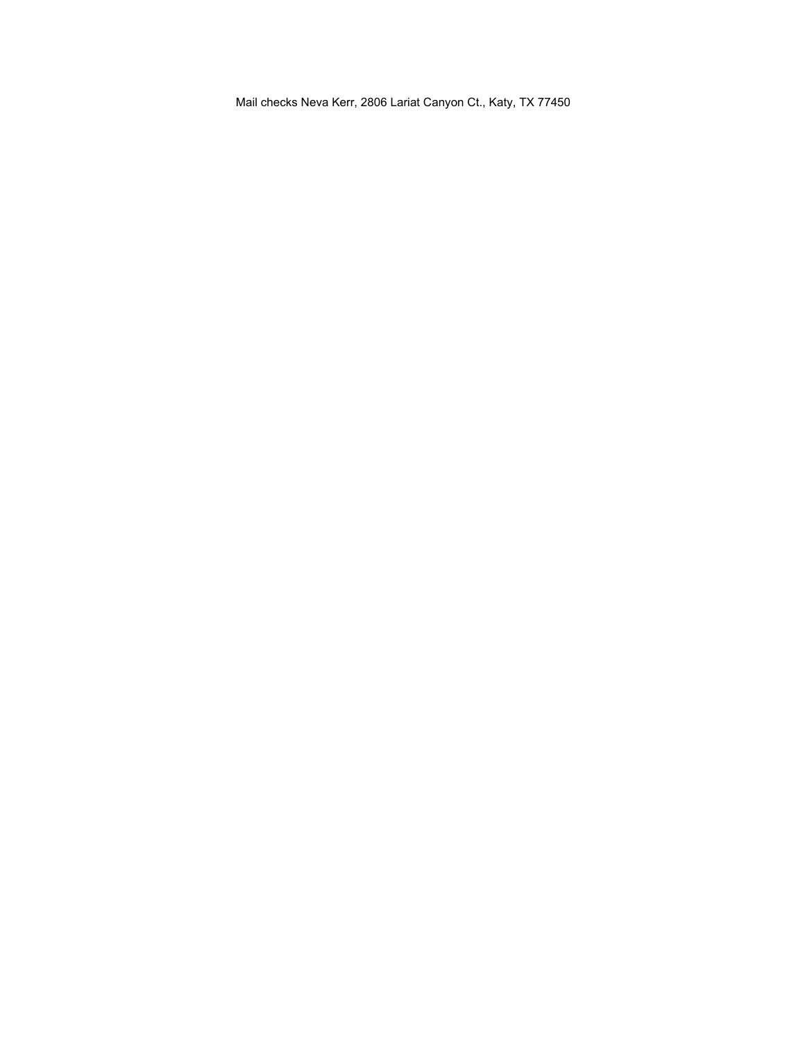Mail checks Neva Kerr, 2806 Lariat Canyon Ct., Katy, TX 77450